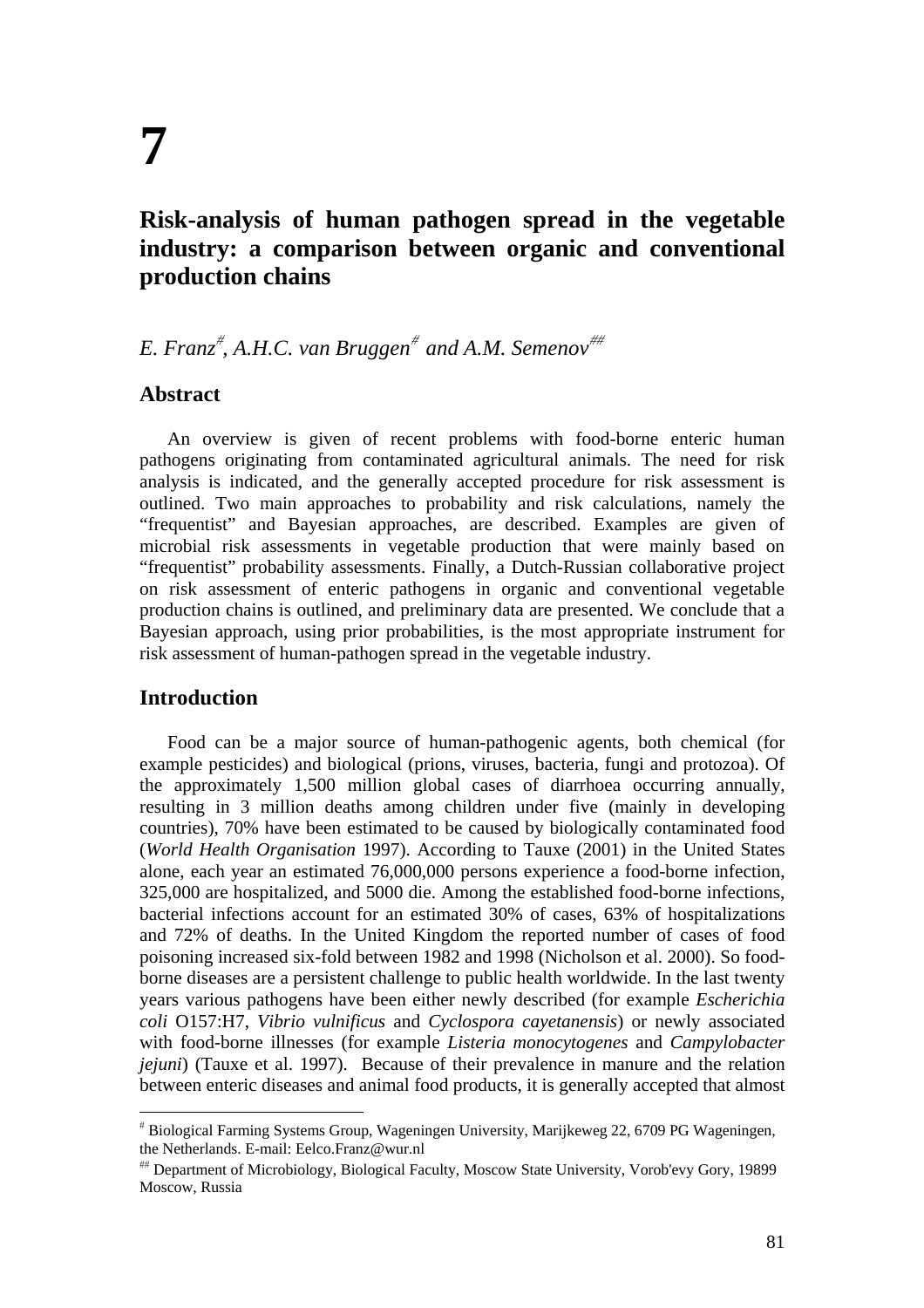# 7

## Risk-analysis of human pathogen spread in the vegetable industry: a comparison between organic and conventional production chains

*E. Franz[#], A.H.C. van Bruggen[#] and A.M. Semenov[##]*

### Abstract

An overview is given of recent problems with food-borne enteric human pathogens originating from contaminated agricultural animals. The need for risk analysis is indicated, and the generally accepted procedure for risk assessment is outlined. Two main approaches to probability and risk calculations, namely the "frequentist" and Bayesian approaches, are described. Examples are given of microbial risk assessments in vegetable production that were mainly based on "frequentist" probability assessments. Finally, a Dutch-Russian collaborative project on risk assessment of enteric pathogens in organic and conventional vegetable production chains is outlined, and preliminary data are presented. We conclude that a Bayesian approach, using prior probabilities, is the most appropriate instrument for risk assessment of human-pathogen spread in the vegetable industry.

### Introduction

Food can be a major source of human-pathogenic agents, both chemical (for example pesticides) and biological (prions, viruses, bacteria, fungi and protozoa). Of the approximately 1,500 million global cases of diarrhoea occurring annually, resulting in 3 million deaths among children under five (mainly in developing countries), 70% have been estimated to be caused by biologically contaminated food (*World Health Organisation* 1997). According to Tauxe (2001) in the United States alone, each year an estimated 76,000,000 persons experience a food-borne infection, 325,000 are hospitalized, and 5000 die. Among the established food-borne infections, bacterial infections account for an estimated 30% of cases, 63% of hospitalizations and 72% of deaths. In the United Kingdom the reported number of cases of food poisoning increased six-fold between 1982 and 1998 (Nicholson et al. 2000). So food-borne diseases are a persistent challenge to public health worldwide. In the last twenty years various pathogens have been either newly described (for example *Escherichia coli* O157:H7, *Vibrio vulnificus* and *Cyclospora cayetanensis*) or newly associated with food-borne illnesses (for example *Listeria monocytogenes* and *Campylobacter jejuni*) (Tauxe et al. 1997). Because of their prevalence in manure and the relation between enteric diseases and animal food products, it is generally accepted that almost

---

[#] Biological Farming Systems Group, Wageningen University, Marijkeweg 22, 6709 PG Wageningen, the Netherlands. E-mail: Eelco.Franz@wur.nl

[##] Department of Microbiology, Biological Faculty, Moscow State University, Vorob'evy Gory, 19899 Moscow, Russia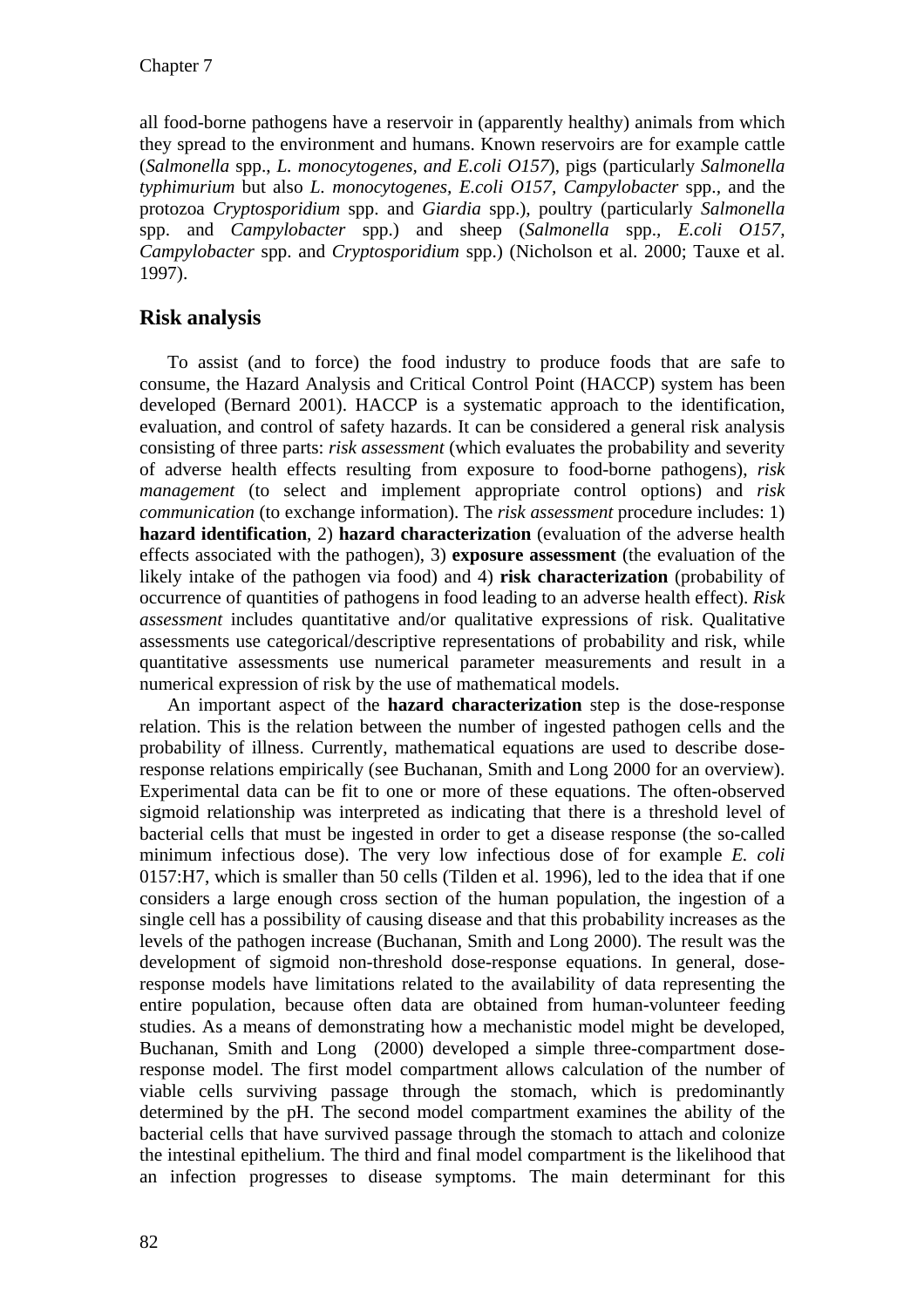all food-borne pathogens have a reservoir in (apparently healthy) animals from which they spread to the environment and humans. Known reservoirs are for example cattle (*Salmonella* spp., *L. monocytogenes, and E.coli O157*), pigs (particularly *Salmonella typhimurium* but also *L. monocytogenes, E.coli O157, Campylobacter* spp., and the protozoa *Cryptosporidium* spp. and *Giardia* spp.), poultry (particularly *Salmonella* spp. and *Campylobacter* spp.) and sheep (*Salmonella* spp., *E.coli O157, Campylobacter* spp. and *Cryptosporidium* spp.) (Nicholson et al. 2000; Tauxe et al. 1997).

## Risk analysis

To assist (and to force) the food industry to produce foods that are safe to consume, the Hazard Analysis and Critical Control Point (HACCP) system has been developed (Bernard 2001). HACCP is a systematic approach to the identification, evaluation, and control of safety hazards. It can be considered a general risk analysis consisting of three parts: *risk assessment* (which evaluates the probability and severity of adverse health effects resulting from exposure to food-borne pathogens), *risk management* (to select and implement appropriate control options) and *risk communication* (to exchange information). The *risk assessment* procedure includes: 1) **hazard identification**, 2) **hazard characterization** (evaluation of the adverse health effects associated with the pathogen), 3) **exposure assessment** (the evaluation of the likely intake of the pathogen via food) and 4) **risk characterization** (probability of occurrence of quantities of pathogens in food leading to an adverse health effect). *Risk assessment* includes quantitative and/or qualitative expressions of risk. Qualitative assessments use categorical/descriptive representations of probability and risk, while quantitative assessments use numerical parameter measurements and result in a numerical expression of risk by the use of mathematical models.

An important aspect of the **hazard characterization** step is the dose-response relation. This is the relation between the number of ingested pathogen cells and the probability of illness. Currently, mathematical equations are used to describe dose-response relations empirically (see Buchanan, Smith and Long 2000 for an overview). Experimental data can be fit to one or more of these equations. The often-observed sigmoid relationship was interpreted as indicating that there is a threshold level of bacterial cells that must be ingested in order to get a disease response (the so-called minimum infectious dose). The very low infectious dose of for example *E. coli* 0157:H7, which is smaller than 50 cells (Tilden et al. 1996), led to the idea that if one considers a large enough cross section of the human population, the ingestion of a single cell has a possibility of causing disease and that this probability increases as the levels of the pathogen increase (Buchanan, Smith and Long 2000). The result was the development of sigmoid non-threshold dose-response equations. In general, dose-response models have limitations related to the availability of data representing the entire population, because often data are obtained from human-volunteer feeding studies. As a means of demonstrating how a mechanistic model might be developed, Buchanan, Smith and Long (2000) developed a simple three-compartment dose-response model. The first model compartment allows calculation of the number of viable cells surviving passage through the stomach, which is predominantly determined by the pH. The second model compartment examines the ability of the bacterial cells that have survived passage through the stomach to attach and colonize the intestinal epithelium. The third and final model compartment is the likelihood that an infection progresses to disease symptoms. The main determinant for this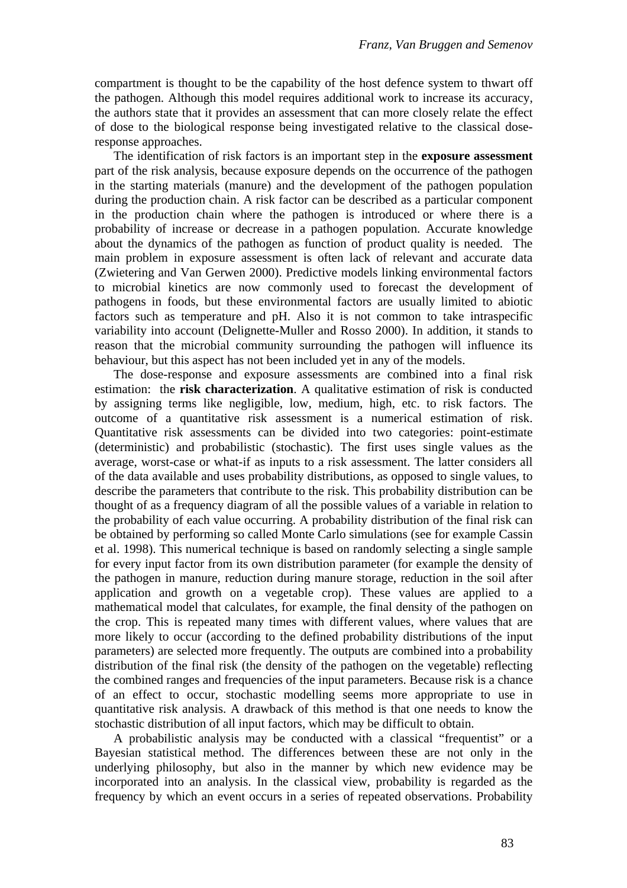compartment is thought to be the capability of the host defence system to thwart off the pathogen. Although this model requires additional work to increase its accuracy, the authors state that it provides an assessment that can more closely relate the effect of dose to the biological response being investigated relative to the classical dose-response approaches.

The identification of risk factors is an important step in the **exposure assessment** part of the risk analysis, because exposure depends on the occurrence of the pathogen in the starting materials (manure) and the development of the pathogen population during the production chain. A risk factor can be described as a particular component in the production chain where the pathogen is introduced or where there is a probability of increase or decrease in a pathogen population. Accurate knowledge about the dynamics of the pathogen as function of product quality is needed. The main problem in exposure assessment is often lack of relevant and accurate data (Zwietering and Van Gerwen 2000). Predictive models linking environmental factors to microbial kinetics are now commonly used to forecast the development of pathogens in foods, but these environmental factors are usually limited to abiotic factors such as temperature and pH. Also it is not common to take intraspecific variability into account (Delignette-Muller and Rosso 2000). In addition, it stands to reason that the microbial community surrounding the pathogen will influence its behaviour, but this aspect has not been included yet in any of the models.

The dose-response and exposure assessments are combined into a final risk estimation: the **risk characterization**. A qualitative estimation of risk is conducted by assigning terms like negligible, low, medium, high, etc. to risk factors. The outcome of a quantitative risk assessment is a numerical estimation of risk. Quantitative risk assessments can be divided into two categories: point-estimate (deterministic) and probabilistic (stochastic). The first uses single values as the average, worst-case or what-if as inputs to a risk assessment. The latter considers all of the data available and uses probability distributions, as opposed to single values, to describe the parameters that contribute to the risk. This probability distribution can be thought of as a frequency diagram of all the possible values of a variable in relation to the probability of each value occurring. A probability distribution of the final risk can be obtained by performing so called Monte Carlo simulations (see for example Cassin et al. 1998). This numerical technique is based on randomly selecting a single sample for every input factor from its own distribution parameter (for example the density of the pathogen in manure, reduction during manure storage, reduction in the soil after application and growth on a vegetable crop). These values are applied to a mathematical model that calculates, for example, the final density of the pathogen on the crop. This is repeated many times with different values, where values that are more likely to occur (according to the defined probability distributions of the input parameters) are selected more frequently. The outputs are combined into a probability distribution of the final risk (the density of the pathogen on the vegetable) reflecting the combined ranges and frequencies of the input parameters. Because risk is a chance of an effect to occur, stochastic modelling seems more appropriate to use in quantitative risk analysis. A drawback of this method is that one needs to know the stochastic distribution of all input factors, which may be difficult to obtain.

A probabilistic analysis may be conducted with a classical "frequentist" or a Bayesian statistical method. The differences between these are not only in the underlying philosophy, but also in the manner by which new evidence may be incorporated into an analysis. In the classical view, probability is regarded as the frequency by which an event occurs in a series of repeated observations. Probability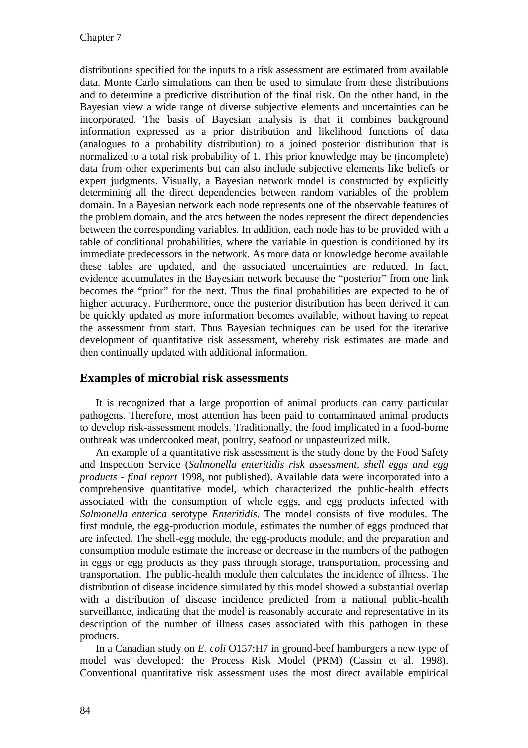distributions specified for the inputs to a risk assessment are estimated from available data. Monte Carlo simulations can then be used to simulate from these distributions and to determine a predictive distribution of the final risk. On the other hand, in the Bayesian view a wide range of diverse subjective elements and uncertainties can be incorporated. The basis of Bayesian analysis is that it combines background information expressed as a prior distribution and likelihood functions of data (analogues to a probability distribution) to a joined posterior distribution that is normalized to a total risk probability of 1. This prior knowledge may be (incomplete) data from other experiments but can also include subjective elements like beliefs or expert judgments. Visually, a Bayesian network model is constructed by explicitly determining all the direct dependencies between random variables of the problem domain. In a Bayesian network each node represents one of the observable features of the problem domain, and the arcs between the nodes represent the direct dependencies between the corresponding variables. In addition, each node has to be provided with a table of conditional probabilities, where the variable in question is conditioned by its immediate predecessors in the network. As more data or knowledge become available these tables are updated, and the associated uncertainties are reduced. In fact, evidence accumulates in the Bayesian network because the "posterior" from one link becomes the "prior" for the next. Thus the final probabilities are expected to be of higher accuracy. Furthermore, once the posterior distribution has been derived it can be quickly updated as more information becomes available, without having to repeat the assessment from start. Thus Bayesian techniques can be used for the iterative development of quantitative risk assessment, whereby risk estimates are made and then continually updated with additional information.

## Examples of microbial risk assessments

It is recognized that a large proportion of animal products can carry particular pathogens. Therefore, most attention has been paid to contaminated animal products to develop risk-assessment models. Traditionally, the food implicated in a food-borne outbreak was undercooked meat, poultry, seafood or unpasteurized milk.

An example of a quantitative risk assessment is the study done by the Food Safety and Inspection Service (*Salmonella enteritidis risk assessment, shell eggs and egg products - final report* 1998, not published). Available data were incorporated into a comprehensive quantitative model, which characterized the public-health effects associated with the consumption of whole eggs, and egg products infected with *Salmonella enterica* serotype *Enteritidis*. The model consists of five modules. The first module, the egg-production module, estimates the number of eggs produced that are infected. The shell-egg module, the egg-products module, and the preparation and consumption module estimate the increase or decrease in the numbers of the pathogen in eggs or egg products as they pass through storage, transportation, processing and transportation. The public-health module then calculates the incidence of illness. The distribution of disease incidence simulated by this model showed a substantial overlap with a distribution of disease incidence predicted from a national public-health surveillance, indicating that the model is reasonably accurate and representative in its description of the number of illness cases associated with this pathogen in these products.

In a Canadian study on *E. coli* O157:H7 in ground-beef hamburgers a new type of model was developed: the Process Risk Model (PRM) (Cassin et al. 1998). Conventional quantitative risk assessment uses the most direct available empirical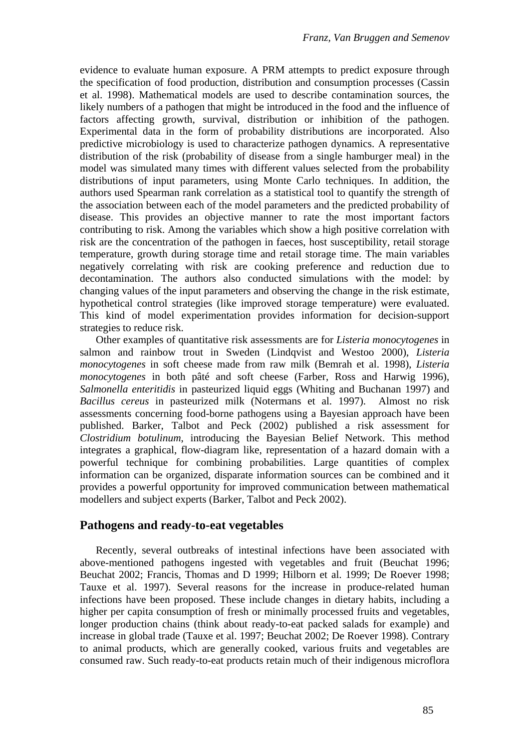evidence to evaluate human exposure. A PRM attempts to predict exposure through the specification of food production, distribution and consumption processes (Cassin et al. 1998). Mathematical models are used to describe contamination sources, the likely numbers of a pathogen that might be introduced in the food and the influence of factors affecting growth, survival, distribution or inhibition of the pathogen. Experimental data in the form of probability distributions are incorporated. Also predictive microbiology is used to characterize pathogen dynamics. A representative distribution of the risk (probability of disease from a single hamburger meal) in the model was simulated many times with different values selected from the probability distributions of input parameters, using Monte Carlo techniques. In addition, the authors used Spearman rank correlation as a statistical tool to quantify the strength of the association between each of the model parameters and the predicted probability of disease. This provides an objective manner to rate the most important factors contributing to risk. Among the variables which show a high positive correlation with risk are the concentration of the pathogen in faeces, host susceptibility, retail storage temperature, growth during storage time and retail storage time. The main variables negatively correlating with risk are cooking preference and reduction due to decontamination. The authors also conducted simulations with the model: by changing values of the input parameters and observing the change in the risk estimate, hypothetical control strategies (like improved storage temperature) were evaluated. This kind of model experimentation provides information for decision-support strategies to reduce risk.

Other examples of quantitative risk assessments are for *Listeria monocytogenes* in salmon and rainbow trout in Sweden (Lindqvist and Westoo 2000), *Listeria monocytogenes* in soft cheese made from raw milk (Bemrah et al. 1998), *Listeria monocytogenes* in both pâté and soft cheese (Farber, Ross and Harwig 1996), *Salmonella enteritidis* in pasteurized liquid eggs (Whiting and Buchanan 1997) and *Bacillus cereus* in pasteurized milk (Notermans et al. 1997). Almost no risk assessments concerning food-borne pathogens using a Bayesian approach have been published. Barker, Talbot and Peck (2002) published a risk assessment for *Clostridium botulinum*, introducing the Bayesian Belief Network. This method integrates a graphical, flow-diagram like, representation of a hazard domain with a powerful technique for combining probabilities. Large quantities of complex information can be organized, disparate information sources can be combined and it provides a powerful opportunity for improved communication between mathematical modellers and subject experts (Barker, Talbot and Peck 2002).

## Pathogens and ready-to-eat vegetables

Recently, several outbreaks of intestinal infections have been associated with above-mentioned pathogens ingested with vegetables and fruit (Beuchat 1996; Beuchat 2002; Francis, Thomas and D 1999; Hilborn et al. 1999; De Roever 1998; Tauxe et al. 1997). Several reasons for the increase in produce-related human infections have been proposed. These include changes in dietary habits, including a higher per capita consumption of fresh or minimally processed fruits and vegetables, longer production chains (think about ready-to-eat packed salads for example) and increase in global trade (Tauxe et al. 1997; Beuchat 2002; De Roever 1998). Contrary to animal products, which are generally cooked, various fruits and vegetables are consumed raw. Such ready-to-eat products retain much of their indigenous microflora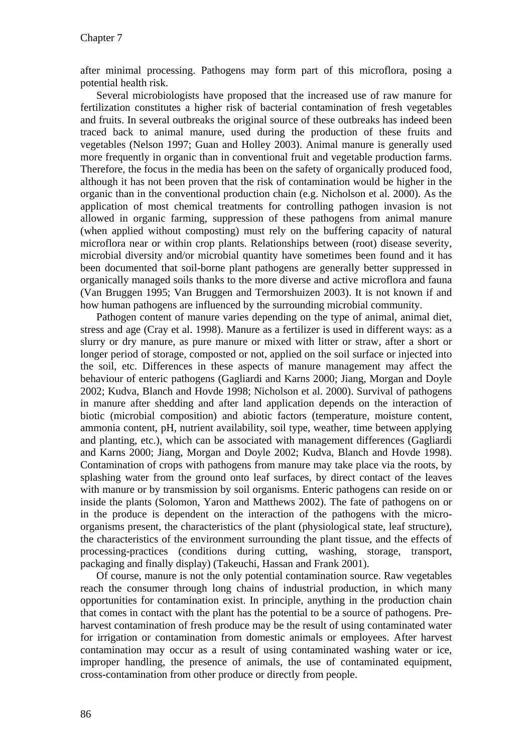after minimal processing. Pathogens may form part of this microflora, posing a potential health risk.

Several microbiologists have proposed that the increased use of raw manure for fertilization constitutes a higher risk of bacterial contamination of fresh vegetables and fruits. In several outbreaks the original source of these outbreaks has indeed been traced back to animal manure, used during the production of these fruits and vegetables (Nelson 1997; Guan and Holley 2003). Animal manure is generally used more frequently in organic than in conventional fruit and vegetable production farms. Therefore, the focus in the media has been on the safety of organically produced food, although it has not been proven that the risk of contamination would be higher in the organic than in the conventional production chain (e.g. Nicholson et al. 2000). As the application of most chemical treatments for controlling pathogen invasion is not allowed in organic farming, suppression of these pathogens from animal manure (when applied without composting) must rely on the buffering capacity of natural microflora near or within crop plants. Relationships between (root) disease severity, microbial diversity and/or microbial quantity have sometimes been found and it has been documented that soil-borne plant pathogens are generally better suppressed in organically managed soils thanks to the more diverse and active microflora and fauna (Van Bruggen 1995; Van Bruggen and Termorshuizen 2003). It is not known if and how human pathogens are influenced by the surrounding microbial community.

Pathogen content of manure varies depending on the type of animal, animal diet, stress and age (Cray et al. 1998). Manure as a fertilizer is used in different ways: as a slurry or dry manure, as pure manure or mixed with litter or straw, after a short or longer period of storage, composted or not, applied on the soil surface or injected into the soil, etc. Differences in these aspects of manure management may affect the behaviour of enteric pathogens (Gagliardi and Karns 2000; Jiang, Morgan and Doyle 2002; Kudva, Blanch and Hovde 1998; Nicholson et al. 2000). Survival of pathogens in manure after shedding and after land application depends on the interaction of biotic (microbial composition) and abiotic factors (temperature, moisture content, ammonia content, pH, nutrient availability, soil type, weather, time between applying and planting, etc.), which can be associated with management differences (Gagliardi and Karns 2000; Jiang, Morgan and Doyle 2002; Kudva, Blanch and Hovde 1998). Contamination of crops with pathogens from manure may take place via the roots, by splashing water from the ground onto leaf surfaces, by direct contact of the leaves with manure or by transmission by soil organisms. Enteric pathogens can reside on or inside the plants (Solomon, Yaron and Matthews 2002). The fate of pathogens on or in the produce is dependent on the interaction of the pathogens with the micro-organisms present, the characteristics of the plant (physiological state, leaf structure), the characteristics of the environment surrounding the plant tissue, and the effects of processing-practices (conditions during cutting, washing, storage, transport, packaging and finally display) (Takeuchi, Hassan and Frank 2001).

Of course, manure is not the only potential contamination source. Raw vegetables reach the consumer through long chains of industrial production, in which many opportunities for contamination exist. In principle, anything in the production chain that comes in contact with the plant has the potential to be a source of pathogens. Pre-harvest contamination of fresh produce may be the result of using contaminated water for irrigation or contamination from domestic animals or employees. After harvest contamination may occur as a result of using contaminated washing water or ice, improper handling, the presence of animals, the use of contaminated equipment, cross-contamination from other produce or directly from people.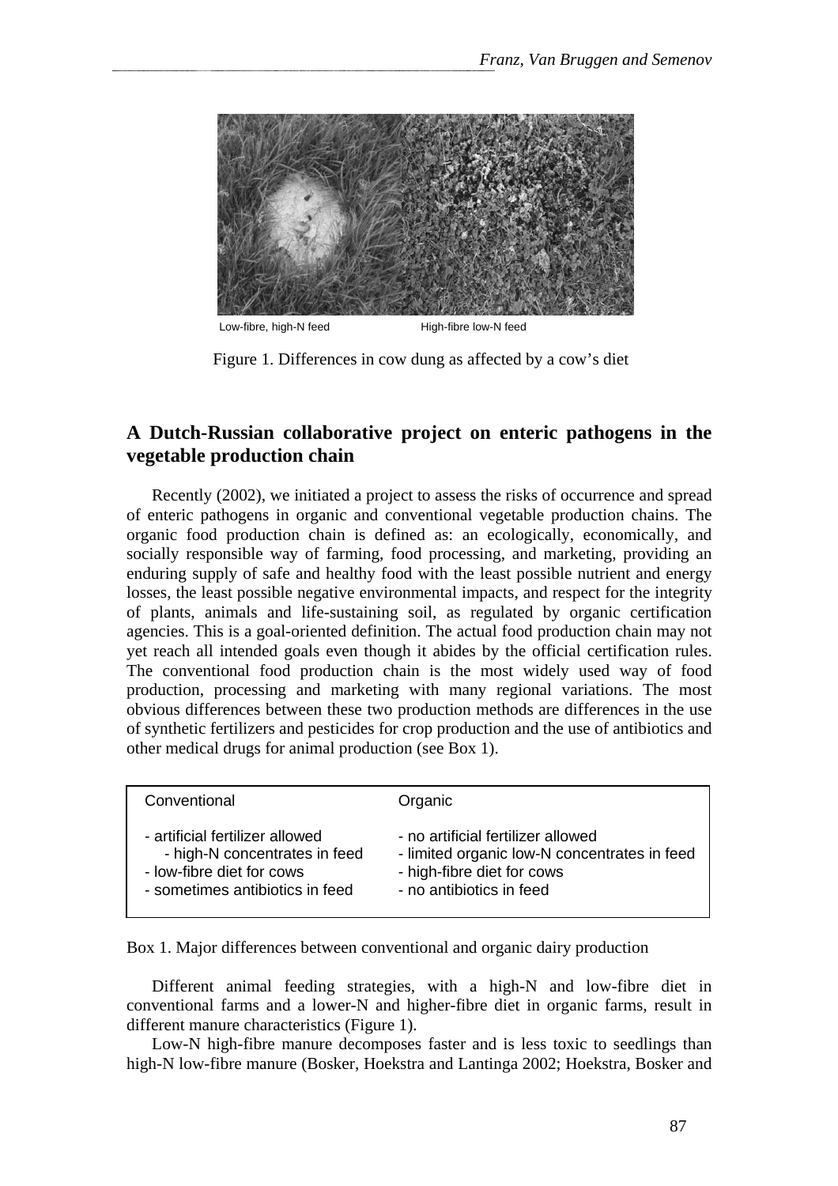Low-fibre, high-N feed High-fibre low-N feed

Figure 1. Differences in cow dung as affected by a cow's diet

## A Dutch-Russian collaborative project on enteric pathogens in the vegetable production chain

Recently (2002), we initiated a project to assess the risks of occurrence and spread of enteric pathogens in organic and conventional vegetable production chains. The organic food production chain is defined as: an ecologically, economically, and socially responsible way of farming, food processing, and marketing, providing an enduring supply of safe and healthy food with the least possible nutrient and energy losses, the least possible negative environmental impacts, and respect for the integrity of plants, animals and life-sustaining soil, as regulated by organic certification agencies. This is a goal-oriented definition. The actual food production chain may not yet reach all intended goals even though it abides by the official certification rules. The conventional food production chain is the most widely used way of food production, processing and marketing with many regional variations. The most obvious differences between these two production methods are differences in the use of synthetic fertilizers and pesticides for crop production and the use of antibiotics and other medical drugs for animal production (see Box 1).

| Conventional | Organic |
|---|---|
| - artificial fertilizer allowed | - no artificial fertilizer allowed |
| - high-N concentrates in feed | - limited organic low-N concentrates in feed |
| - low-fibre diet for cows | - high-fibre diet for cows |
| - sometimes antibiotics in feed | - no antibiotics in feed |

Box 1. Major differences between conventional and organic dairy production

Different animal feeding strategies, with a high-N and low-fibre diet in conventional farms and a lower-N and higher-fibre diet in organic farms, result in different manure characteristics (Figure 1).

Low-N high-fibre manure decomposes faster and is less toxic to seedlings than high-N low-fibre manure (Bosker, Hoekstra and Lantinga 2002; Hoekstra, Bosker and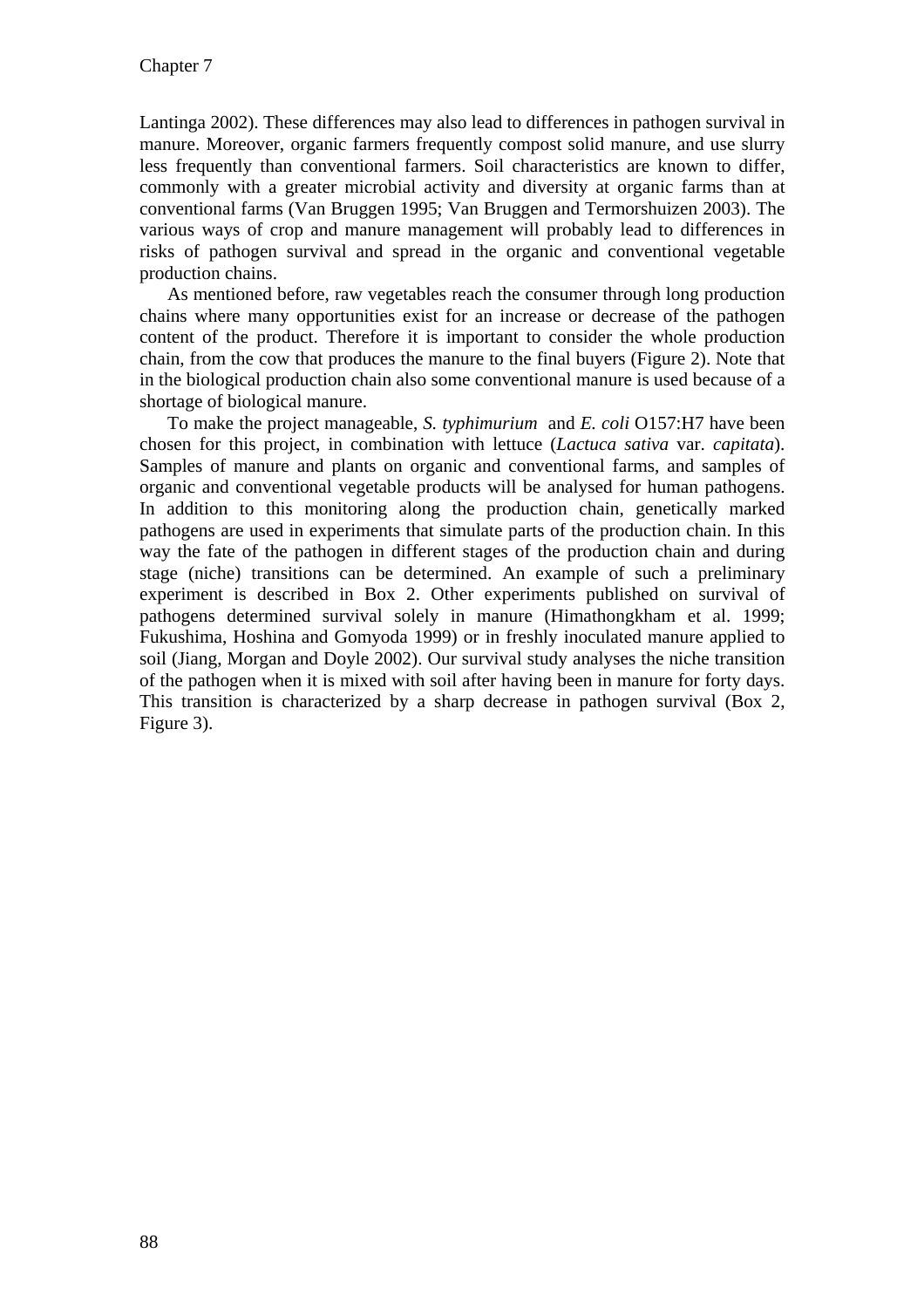Lantinga 2002). These differences may also lead to differences in pathogen survival in manure. Moreover, organic farmers frequently compost solid manure, and use slurry less frequently than conventional farmers. Soil characteristics are known to differ, commonly with a greater microbial activity and diversity at organic farms than at conventional farms (Van Bruggen 1995; Van Bruggen and Termorshuizen 2003). The various ways of crop and manure management will probably lead to differences in risks of pathogen survival and spread in the organic and conventional vegetable production chains.

As mentioned before, raw vegetables reach the consumer through long production chains where many opportunities exist for an increase or decrease of the pathogen content of the product. Therefore it is important to consider the whole production chain, from the cow that produces the manure to the final buyers (Figure 2). Note that in the biological production chain also some conventional manure is used because of a shortage of biological manure.

To make the project manageable, *S. typhimurium* and *E. coli* O157:H7 have been chosen for this project, in combination with lettuce (*Lactuca sativa* var. *capitata*). Samples of manure and plants on organic and conventional farms, and samples of organic and conventional vegetable products will be analysed for human pathogens. In addition to this monitoring along the production chain, genetically marked pathogens are used in experiments that simulate parts of the production chain. In this way the fate of the pathogen in different stages of the production chain and during stage (niche) transitions can be determined. An example of such a preliminary experiment is described in Box 2. Other experiments published on survival of pathogens determined survival solely in manure (Himathongkham et al. 1999; Fukushima, Hoshina and Gomyoda 1999) or in freshly inoculated manure applied to soil (Jiang, Morgan and Doyle 2002). Our survival study analyses the niche transition of the pathogen when it is mixed with soil after having been in manure for forty days. This transition is characterized by a sharp decrease in pathogen survival (Box 2, Figure 3).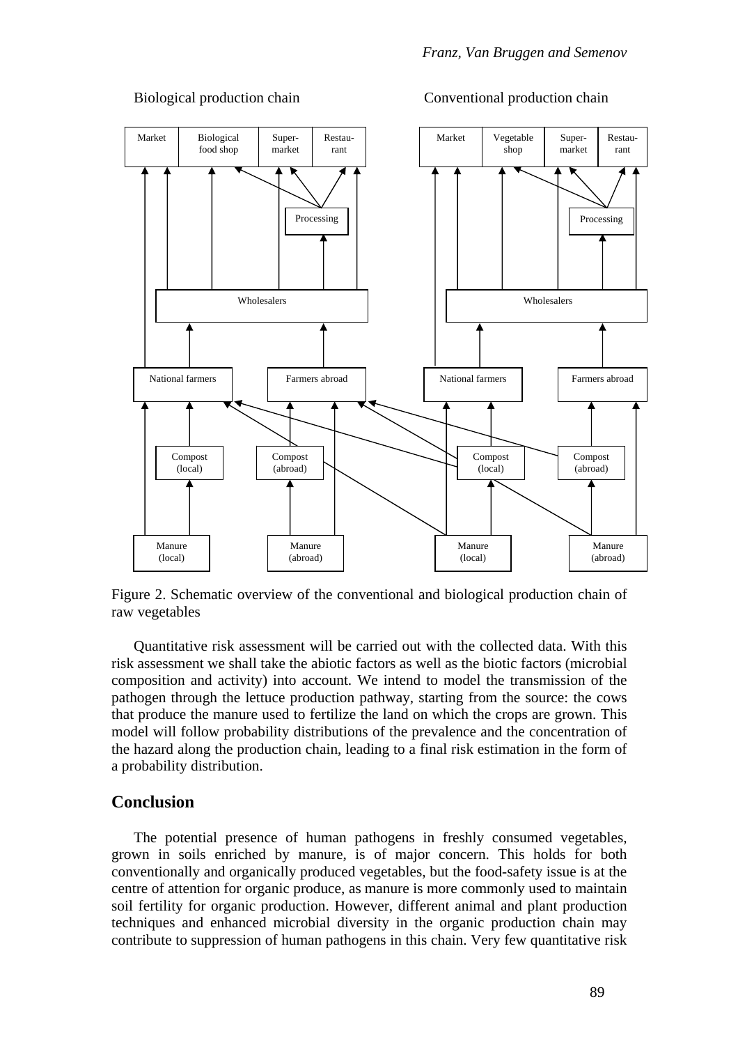Figure 2. Schematic overview of the conventional and biological production chain of raw vegetables

Quantitative risk assessment will be carried out with the collected data. With this risk assessment we shall take the abiotic factors as well as the biotic factors (microbial composition and activity) into account. We intend to model the transmission of the pathogen through the lettuce production pathway, starting from the source: the cows that produce the manure used to fertilize the land on which the crops are grown. This model will follow probability distributions of the prevalence and the concentration of the hazard along the production chain, leading to a final risk estimation in the form of a probability distribution.

## Conclusion

The potential presence of human pathogens in freshly consumed vegetables, grown in soils enriched by manure, is of major concern. This holds for both conventionally and organically produced vegetables, but the food-safety issue is at the centre of attention for organic produce, as manure is more commonly used to maintain soil fertility for organic production. However, different animal and plant production techniques and enhanced microbial diversity in the organic production chain may contribute to suppression of human pathogens in this chain. Very few quantitative risk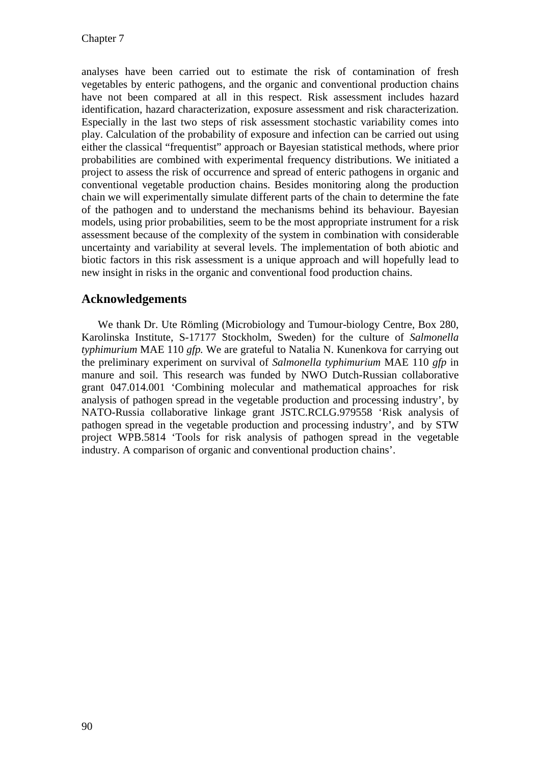analyses have been carried out to estimate the risk of contamination of fresh vegetables by enteric pathogens, and the organic and conventional production chains have not been compared at all in this respect. Risk assessment includes hazard identification, hazard characterization, exposure assessment and risk characterization. Especially in the last two steps of risk assessment stochastic variability comes into play. Calculation of the probability of exposure and infection can be carried out using either the classical "frequentist" approach or Bayesian statistical methods, where prior probabilities are combined with experimental frequency distributions. We initiated a project to assess the risk of occurrence and spread of enteric pathogens in organic and conventional vegetable production chains. Besides monitoring along the production chain we will experimentally simulate different parts of the chain to determine the fate of the pathogen and to understand the mechanisms behind its behaviour. Bayesian models, using prior probabilities, seem to be the most appropriate instrument for a risk assessment because of the complexity of the system in combination with considerable uncertainty and variability at several levels. The implementation of both abiotic and biotic factors in this risk assessment is a unique approach and will hopefully lead to new insight in risks in the organic and conventional food production chains.

## Acknowledgements

We thank Dr. Ute Römling (Microbiology and Tumour-biology Centre, Box 280, Karolinska Institute, S-17177 Stockholm, Sweden) for the culture of *Salmonella typhimurium* MAE 110 *gfp.* We are grateful to Natalia N. Kunenkova for carrying out the preliminary experiment on survival of *Salmonella typhimurium* MAE 110 *gfp* in manure and soil. This research was funded by NWO Dutch-Russian collaborative grant 047.014.001 'Combining molecular and mathematical approaches for risk analysis of pathogen spread in the vegetable production and processing industry', by NATO-Russia collaborative linkage grant JSTC.RCLG.979558 'Risk analysis of pathogen spread in the vegetable production and processing industry', and by STW project WPB.5814 'Tools for risk analysis of pathogen spread in the vegetable industry. A comparison of organic and conventional production chains'.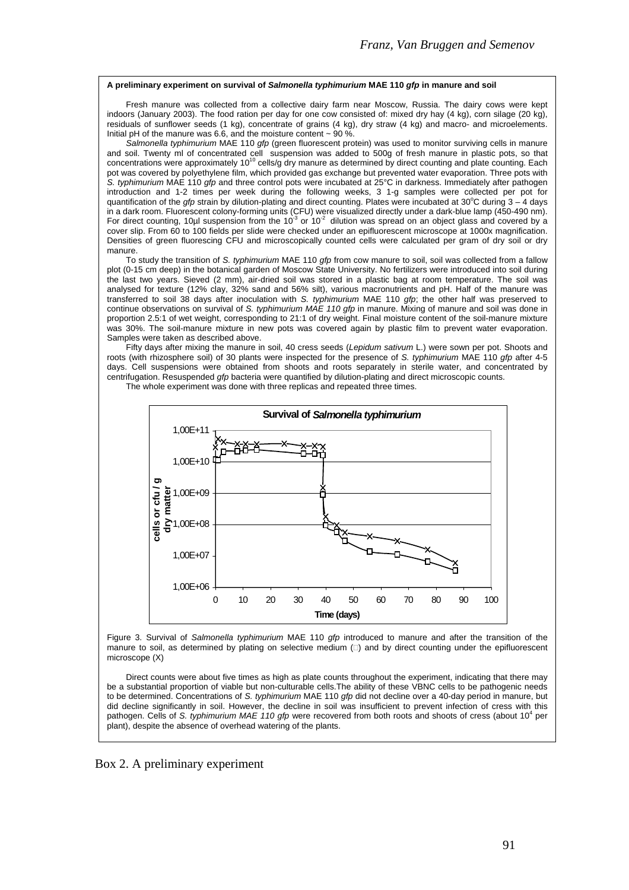**A preliminary experiment on survival of *Salmonella typhimurium* MAE 110 *gfp* in manure and soil**

Fresh manure was collected from a collective dairy farm near Moscow, Russia. The dairy cows were kept indoors (January 2003). The food ration per day for one cow consisted of: mixed dry hay (4 kg), corn silage (20 kg), residuals of sunflower seeds (1 kg), concentrate of grains (4 kg), dry straw (4 kg) and macro- and microelements. Initial pH of the manure was 6.6, and the moisture content ~ 90 %.

*Salmonella typhimurium* MAE 110 *gfp* (green fluorescent protein) was used to monitor surviving cells in manure and soil. Twenty ml of concentrated cell suspension was added to 500g of fresh manure in plastic pots, so that concentrations were approximately $10^{10}$ cells/g dry manure as determined by direct counting and plate counting. Each pot was covered by polyethylene film, which provided gas exchange but prevented water evaporation. Three pots with *S. typhimurium* MAE 110 *gfp* and three control pots were incubated at 25°C in darkness. Immediately after pathogen introduction and 1-2 times per week during the following weeks, 3 1-g samples were collected per pot for quantification of the *gfp* strain by dilution-plating and direct counting. Plates were incubated at 30°C during 3 – 4 days in a dark room. Fluorescent colony-forming units (CFU) were visualized directly under a dark-blue lamp (450-490 nm). For direct counting, 10µl suspension from the $10^{-3}$ or $10^{-2}$ dilution was spread on an object glass and covered by a cover slip. From 60 to 100 fields per slide were checked under an epifluorescent microscope at 1000x magnification. Densities of green fluorescing CFU and microscopically counted cells were calculated per gram of dry soil or dry manure.

To study the transition of *S. typhimurium* MAE 110 *gfp* from cow manure to soil, soil was collected from a fallow plot (0-15 cm deep) in the botanical garden of Moscow State University. No fertilizers were introduced into soil during the last two years. Sieved (2 mm), air-dried soil was stored in a plastic bag at room temperature. The soil was analysed for texture (12% clay, 32% sand and 56% silt), various macronutrients and pH. Half of the manure was transferred to soil 38 days after inoculation with *S. typhimurium* MAE 110 *gfp*; the other half was preserved to continue observations on survival of *S. typhimurium MAE 110 gfp* in manure. Mixing of manure and soil was done in proportion 2.5:1 of wet weight, corresponding to 21:1 of dry weight. Final moisture content of the soil-manure mixture was 30%. The soil-manure mixture in new pots was covered again by plastic film to prevent water evaporation. Samples were taken as described above.

Fifty days after mixing the manure in soil, 40 cress seeds (*Lepidum sativum* L.) were sown per pot. Shoots and roots (with rhizosphere soil) of 30 plants were inspected for the presence of *S. typhimurium* MAE 110 *gfp* after 4-5 days. Cell suspensions were obtained from shoots and roots separately in sterile water, and concentrated by centrifugation. Resuspended *gfp* bacteria were quantified by dilution-plating and direct microscopic counts.

The whole experiment was done with three replicas and repeated three times.

Figure 3. Survival of *Salmonella typhimurium* MAE 110 *gfp* introduced to manure and after the transition of the manure to soil, as determined by plating on selective medium (□) and by direct counting under the epifluorescent microscope (X)

Direct counts were about five times as high as plate counts throughout the experiment, indicating that there may be a substantial proportion of viable but non-culturable cells. The ability of these VBNC cells to be pathogenic needs to be determined. Concentrations of *S. typhimurium* MAE 110 *gfp* did not decline over a 40-day period in manure, but did decline significantly in soil. However, the decline in soil was insufficient to prevent infection of cress with this pathogen. Cells of *S. typhimurium MAE 110 gfp* were recovered from both roots and shoots of cress (about $10^4$ per plant), despite the absence of overhead watering of the plants.

Box 2. A preliminary experiment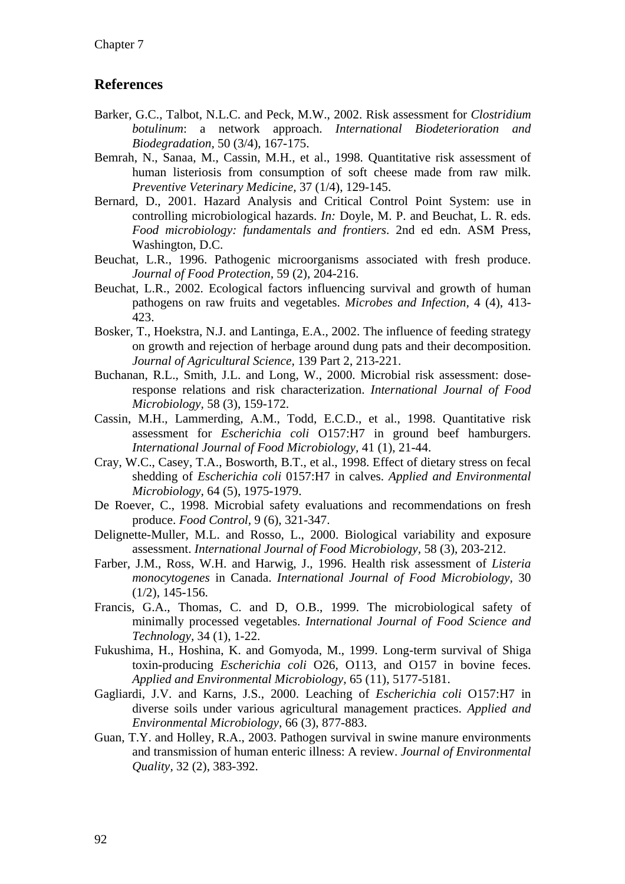## References

Barker, G.C., Talbot, N.L.C. and Peck, M.W., 2002. Risk assessment for *Clostridium botulinum*: a network approach. *International Biodeterioration and Biodegradation,* 50 (3/4), 167-175.

Bemrah, N., Sanaa, M., Cassin, M.H., et al., 1998. Quantitative risk assessment of human listeriosis from consumption of soft cheese made from raw milk. *Preventive Veterinary Medicine,* 37 (1/4), 129-145.

Bernard, D., 2001. Hazard Analysis and Critical Control Point System: use in controlling microbiological hazards. *In:* Doyle, M. P. and Beuchat, L. R. eds. *Food microbiology: fundamentals and frontiers*. 2nd ed edn. ASM Press, Washington, D.C.

Beuchat, L.R., 1996. Pathogenic microorganisms associated with fresh produce. *Journal of Food Protection,* 59 (2), 204-216.

Beuchat, L.R., 2002. Ecological factors influencing survival and growth of human pathogens on raw fruits and vegetables. *Microbes and Infection,* 4 (4), 413-423.

Bosker, T., Hoekstra, N.J. and Lantinga, E.A., 2002. The influence of feeding strategy on growth and rejection of herbage around dung pats and their decomposition. *Journal of Agricultural Science,* 139 Part 2, 213-221.

Buchanan, R.L., Smith, J.L. and Long, W., 2000. Microbial risk assessment: dose-response relations and risk characterization. *International Journal of Food Microbiology,* 58 (3), 159-172.

Cassin, M.H., Lammerding, A.M., Todd, E.C.D., et al., 1998. Quantitative risk assessment for *Escherichia coli* O157:H7 in ground beef hamburgers. *International Journal of Food Microbiology,* 41 (1), 21-44.

Cray, W.C., Casey, T.A., Bosworth, B.T., et al., 1998. Effect of dietary stress on fecal shedding of *Escherichia coli* 0157:H7 in calves. *Applied and Environmental Microbiology,* 64 (5), 1975-1979.

De Roever, C., 1998. Microbial safety evaluations and recommendations on fresh produce. *Food Control,* 9 (6), 321-347.

Delignette-Muller, M.L. and Rosso, L., 2000. Biological variability and exposure assessment. *International Journal of Food Microbiology,* 58 (3), 203-212.

Farber, J.M., Ross, W.H. and Harwig, J., 1996. Health risk assessment of *Listeria monocytogenes* in Canada. *International Journal of Food Microbiology,* 30 (1/2), 145-156.

Francis, G.A., Thomas, C. and D, O.B., 1999. The microbiological safety of minimally processed vegetables. *International Journal of Food Science and Technology,* 34 (1), 1-22.

Fukushima, H., Hoshina, K. and Gomyoda, M., 1999. Long-term survival of Shiga toxin-producing *Escherichia coli* O26, O113, and O157 in bovine feces. *Applied and Environmental Microbiology,* 65 (11), 5177-5181.

Gagliardi, J.V. and Karns, J.S., 2000. Leaching of *Escherichia coli* O157:H7 in diverse soils under various agricultural management practices. *Applied and Environmental Microbiology,* 66 (3), 877-883.

Guan, T.Y. and Holley, R.A., 2003. Pathogen survival in swine manure environments and transmission of human enteric illness: A review. *Journal of Environmental Quality,* 32 (2), 383-392.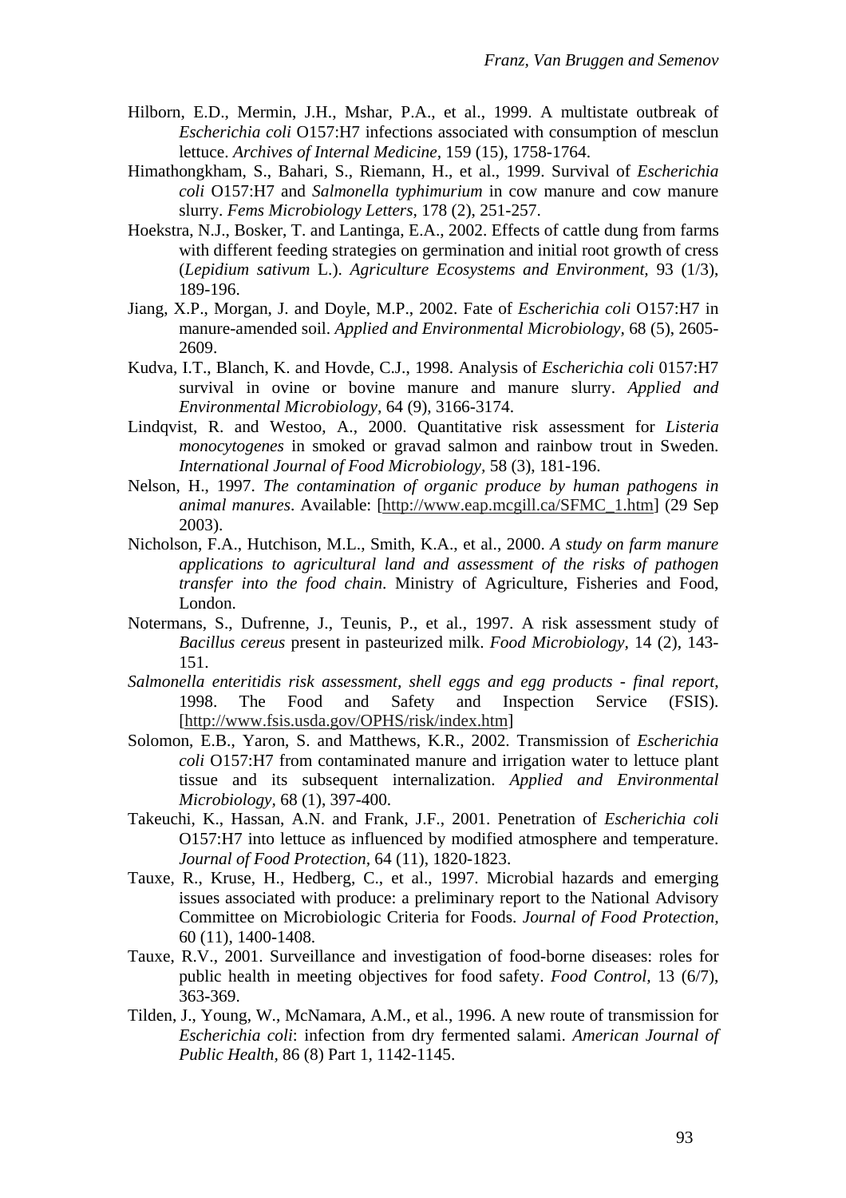Hilborn, E.D., Mermin, J.H., Mshar, P.A., et al., 1999. A multistate outbreak of *Escherichia coli* O157:H7 infections associated with consumption of mesclun lettuce. *Archives of Internal Medicine,* 159 (15), 1758-1764.

Himathongkham, S., Bahari, S., Riemann, H., et al., 1999. Survival of *Escherichia coli* O157:H7 and *Salmonella typhimurium* in cow manure and cow manure slurry. *Fems Microbiology Letters,* 178 (2), 251-257.

Hoekstra, N.J., Bosker, T. and Lantinga, E.A., 2002. Effects of cattle dung from farms with different feeding strategies on germination and initial root growth of cress (*Lepidium sativum* L.). *Agriculture Ecosystems and Environment,* 93 (1/3), 189-196.

Jiang, X.P., Morgan, J. and Doyle, M.P., 2002. Fate of *Escherichia coli* O157:H7 in manure-amended soil. *Applied and Environmental Microbiology,* 68 (5), 2605-2609.

Kudva, I.T., Blanch, K. and Hovde, C.J., 1998. Analysis of *Escherichia coli* 0157:H7 survival in ovine or bovine manure and manure slurry. *Applied and Environmental Microbiology,* 64 (9), 3166-3174.

Lindqvist, R. and Westoo, A., 2000. Quantitative risk assessment for *Listeria monocytogenes* in smoked or gravad salmon and rainbow trout in Sweden. *International Journal of Food Microbiology,* 58 (3), 181-196.

Nelson, H., 1997. *The contamination of organic produce by human pathogens in animal manures*. Available: [http://www.eap.mcgill.ca/SFMC_1.htm] (29 Sep 2003).

Nicholson, F.A., Hutchison, M.L., Smith, K.A., et al., 2000. *A study on farm manure applications to agricultural land and assessment of the risks of pathogen transfer into the food chain*. Ministry of Agriculture, Fisheries and Food, London.

Notermans, S., Dufrenne, J., Teunis, P., et al., 1997. A risk assessment study of *Bacillus cereus* present in pasteurized milk. *Food Microbiology,* 14 (2), 143-151.

*Salmonella enteritidis risk assessment, shell eggs and egg products - final report,* 1998. The Food and Safety and Inspection Service (FSIS). [http://www.fsis.usda.gov/OPHS/risk/index.htm]

Solomon, E.B., Yaron, S. and Matthews, K.R., 2002. Transmission of *Escherichia coli* O157:H7 from contaminated manure and irrigation water to lettuce plant tissue and its subsequent internalization. *Applied and Environmental Microbiology,* 68 (1), 397-400.

Takeuchi, K., Hassan, A.N. and Frank, J.F., 2001. Penetration of *Escherichia coli* O157:H7 into lettuce as influenced by modified atmosphere and temperature. *Journal of Food Protection,* 64 (11), 1820-1823.

Tauxe, R., Kruse, H., Hedberg, C., et al., 1997. Microbial hazards and emerging issues associated with produce: a preliminary report to the National Advisory Committee on Microbiologic Criteria for Foods. *Journal of Food Protection,* 60 (11), 1400-1408.

Tauxe, R.V., 2001. Surveillance and investigation of food-borne diseases: roles for public health in meeting objectives for food safety. *Food Control,* 13 (6/7), 363-369.

Tilden, J., Young, W., McNamara, A.M., et al., 1996. A new route of transmission for *Escherichia coli*: infection from dry fermented salami. *American Journal of Public Health,* 86 (8) Part 1, 1142-1145.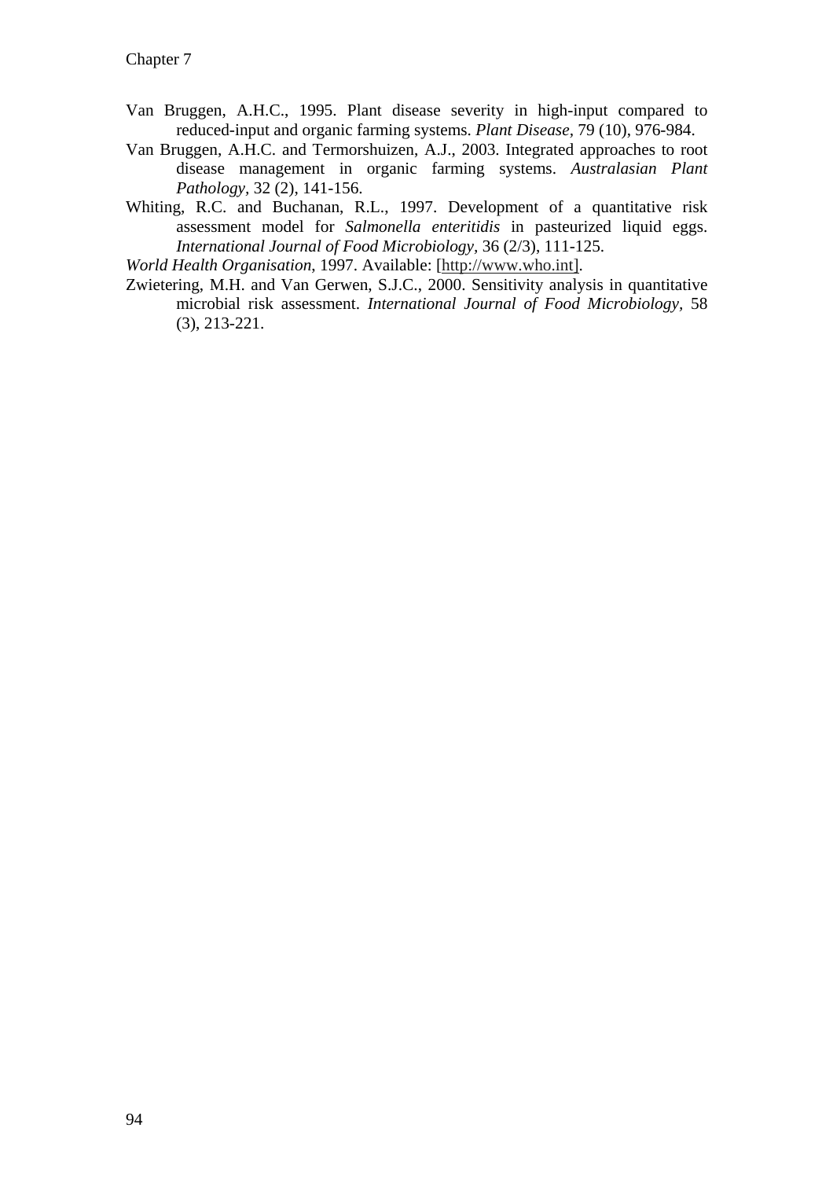Van Bruggen, A.H.C., 1995. Plant disease severity in high-input compared to reduced-input and organic farming systems. *Plant Disease*, 79 (10), 976-984.

Van Bruggen, A.H.C. and Termorshuizen, A.J., 2003. Integrated approaches to root disease management in organic farming systems. *Australasian Plant Pathology*, 32 (2), 141-156.

Whiting, R.C. and Buchanan, R.L., 1997. Development of a quantitative risk assessment model for *Salmonella enteritidis* in pasteurized liquid eggs. *International Journal of Food Microbiology*, 36 (2/3), 111-125.

*World Health Organisation*, 1997. Available: [http://www.who.int].

Zwietering, M.H. and Van Gerwen, S.J.C., 2000. Sensitivity analysis in quantitative microbial risk assessment. *International Journal of Food Microbiology*, 58 (3), 213-221.